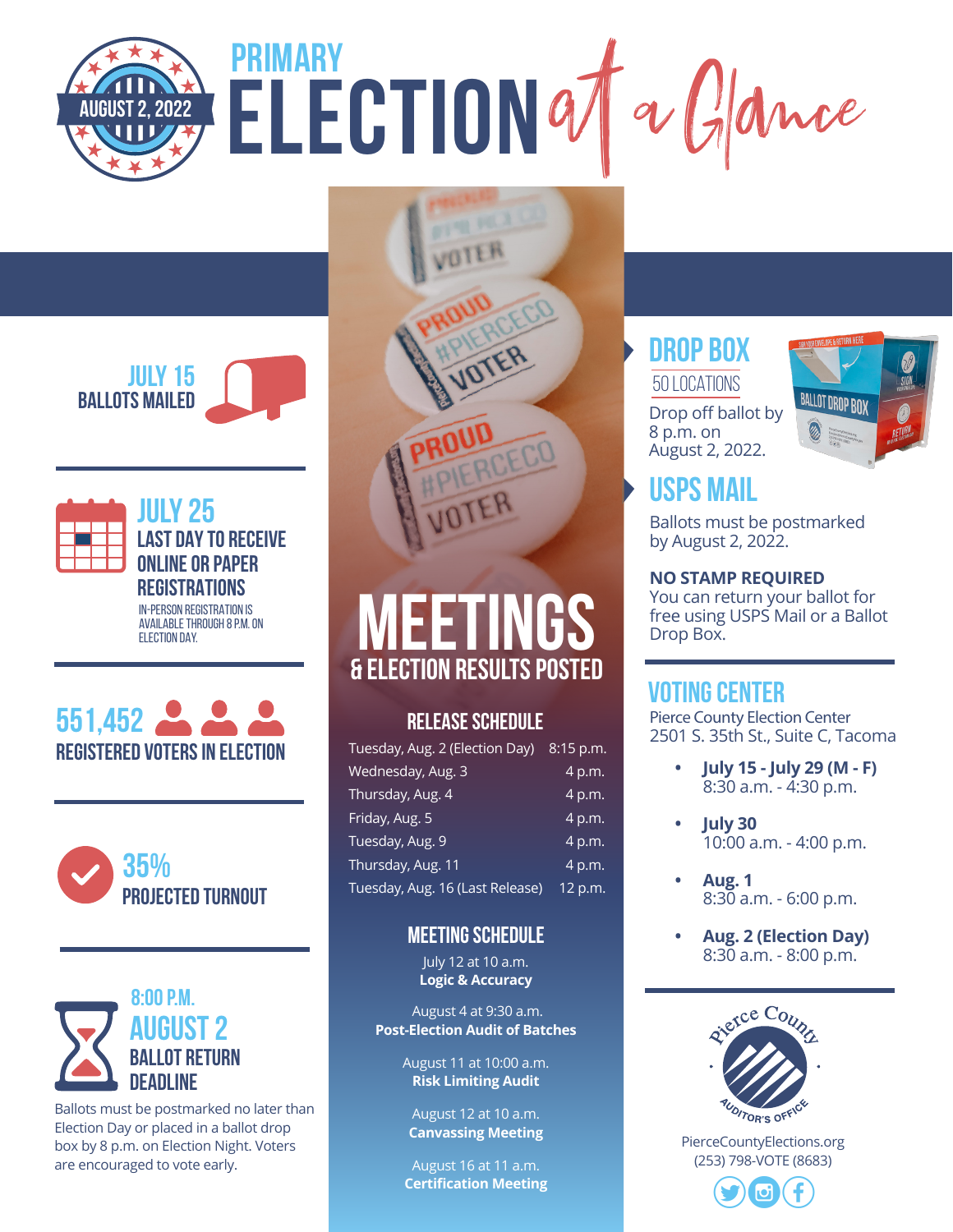# PRIMARY ELECTION at a Glance

AUGUST 2, 2022

## JULY 15
**BALLOTS MAILED**

## JULY 25
**LAST DAY TO RECEIVE ONLINE OR PAPER REGISTRATIONS**

IN-PERSON REGISTRATION IS AVAILABLE THROUGH 8 P.M. ON ELECTION DAY.

## 551,452
**REGISTERED VOTERS IN ELECTION**

## 35%
**PROJECTED TURNOUT**

## 8:00 P.M. AUGUST 2
**BALLOT RETURN DEADLINE**

Ballots must be postmarked no later than Election Day or placed in a ballot drop box by 8 p.m. on Election Night. Voters are encouraged to vote early.

# MEETINGS & ELECTION RESULTS POSTED

## RELEASE SCHEDULE

| | |
|---|---|
| Tuesday, Aug. 2 (Election Day) | 8:15 p.m. |
| Wednesday, Aug. 3 | 4 p.m. |
| Thursday, Aug. 4 | 4 p.m. |
| Friday, Aug. 5 | 4 p.m. |
| Tuesday, Aug. 9 | 4 p.m. |
| Thursday, Aug. 11 | 4 p.m. |
| Tuesday, Aug. 16 (Last Release) | 12 p.m. |

## MEETING SCHEDULE

July 12 at 10 a.m.
**Logic & Accuracy**

August 4 at 9:30 a.m.
**Post-Election Audit of Batches**

August 11 at 10:00 a.m.
**Risk Limiting Audit**

August 12 at 10 a.m.
**Canvassing Meeting**

August 16 at 11 a.m.
**Certification Meeting**

## DROP BOX
50 LOCATIONS

Drop off ballot by 8 p.m. on August 2, 2022.

## USPS MAIL

Ballots must be postmarked by August 2, 2022.

**NO STAMP REQUIRED**
You can return your ballot for free using USPS Mail or a Ballot Drop Box.

## VOTING CENTER

Pierce County Election Center
2501 S. 35th St., Suite C, Tacoma

- **July 15 - July 29 (M - F)**
  8:30 a.m. - 4:30 p.m.
- **July 30**
  10:00 a.m. - 4:00 p.m.
- **Aug. 1**
  8:30 a.m. - 6:00 p.m.
- **Aug. 2 (Election Day)**
  8:30 a.m. - 8:00 p.m.

Pierce County Auditor's Office

PierceCountyElections.org
(253) 798-VOTE (8683)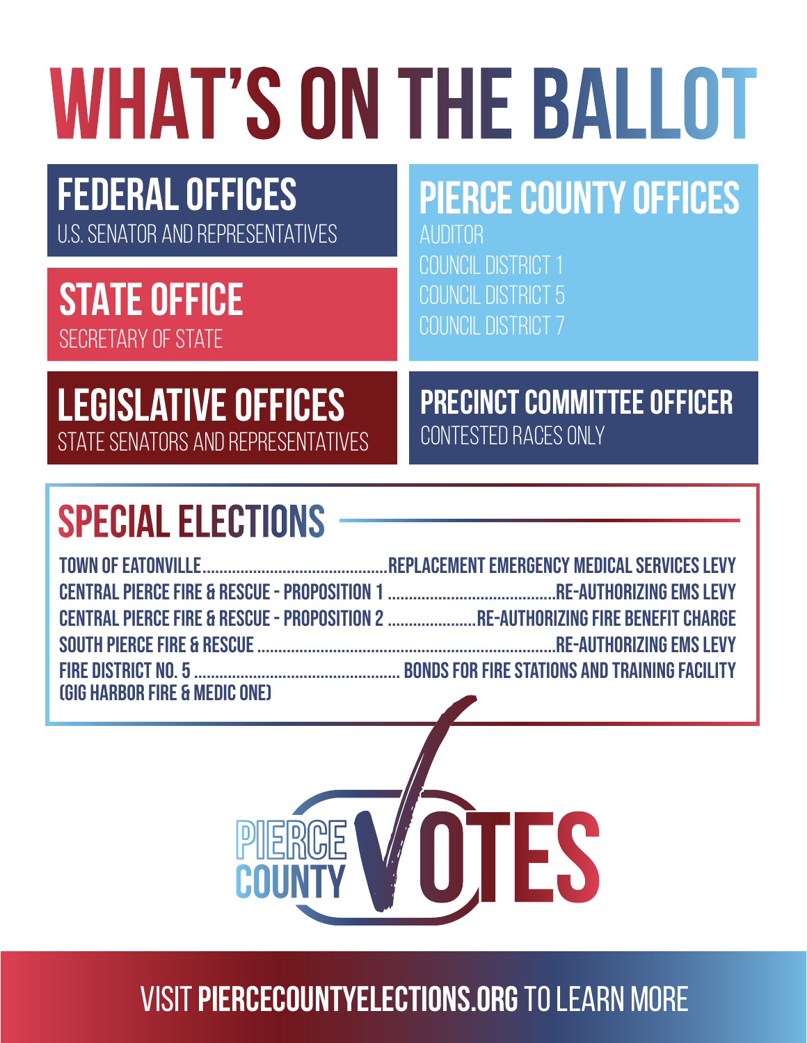# WHAT'S ON THE BALLOT

## FEDERAL OFFICES

U.S. SENATOR AND REPRESENTATIVES

## STATE OFFICE

SECRETARY OF STATE

## LEGISLATIVE OFFICES

STATE SENATORS AND REPRESENTATIVES

## PIERCE COUNTY OFFICES

AUDITOR
COUNCIL DISTRICT 1
COUNCIL DISTRICT 5
COUNCIL DISTRICT 7

## PRECINCT COMMITTEE OFFICER

CONTESTED RACES ONLY

## SPECIAL ELECTIONS

| | |
|---|---|
| TOWN OF EATONVILLE | REPLACEMENT EMERGENCY MEDICAL SERVICES LEVY |
| CENTRAL PIERCE FIRE & RESCUE - PROPOSITION 1 | RE-AUTHORIZING EMS LEVY |
| CENTRAL PIERCE FIRE & RESCUE - PROPOSITION 2 | RE-AUTHORIZING FIRE BENEFIT CHARGE |
| SOUTH PIERCE FIRE & RESCUE | RE-AUTHORIZING EMS LEVY |
| FIRE DISTRICT NO. 5 (GIG HARBOR FIRE & MEDIC ONE) | BONDS FOR FIRE STATIONS AND TRAINING FACILITY |

PIERCE COUNTY VOTES

VISIT **PIERCECOUNTYELECTIONS.ORG** TO LEARN MORE